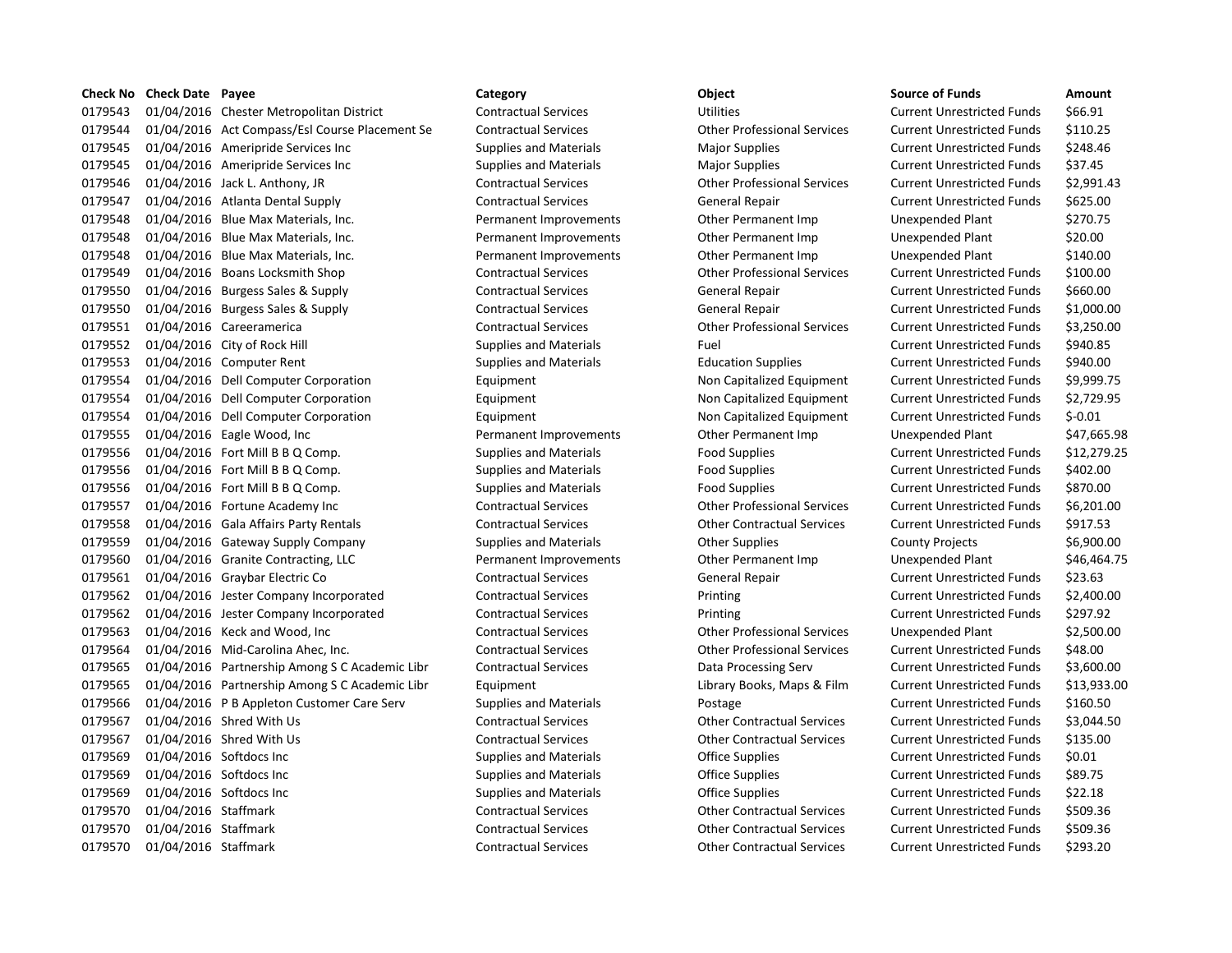| Check No | Check Date | Payee | Category | Object | Source of Funds | Amount |
|---|---|---|---|---|---|---|
| 0179543 | 01/04/2016 | Chester Metropolitan District | Contractual Services | Utilities | Current Unrestricted Funds | $66.91 |
| 0179544 | 01/04/2016 | Act Compass/Esl Course Placement Se | Contractual Services | Other Professional Services | Current Unrestricted Funds | $110.25 |
| 0179545 | 01/04/2016 | Ameripride Services Inc | Supplies and Materials | Major Supplies | Current Unrestricted Funds | $248.46 |
| 0179545 | 01/04/2016 | Ameripride Services Inc | Supplies and Materials | Major Supplies | Current Unrestricted Funds | $37.45 |
| 0179546 | 01/04/2016 | Jack L. Anthony, JR | Contractual Services | Other Professional Services | Current Unrestricted Funds | $2,991.43 |
| 0179547 | 01/04/2016 | Atlanta Dental Supply | Contractual Services | General Repair | Current Unrestricted Funds | $625.00 |
| 0179548 | 01/04/2016 | Blue Max Materials, Inc. | Permanent Improvements | Other Permanent Imp | Unexpended Plant | $270.75 |
| 0179548 | 01/04/2016 | Blue Max Materials, Inc. | Permanent Improvements | Other Permanent Imp | Unexpended Plant | $20.00 |
| 0179548 | 01/04/2016 | Blue Max Materials, Inc. | Permanent Improvements | Other Permanent Imp | Unexpended Plant | $140.00 |
| 0179549 | 01/04/2016 | Boans Locksmith Shop | Contractual Services | Other Professional Services | Current Unrestricted Funds | $100.00 |
| 0179550 | 01/04/2016 | Burgess Sales & Supply | Contractual Services | General Repair | Current Unrestricted Funds | $660.00 |
| 0179550 | 01/04/2016 | Burgess Sales & Supply | Contractual Services | General Repair | Current Unrestricted Funds | $1,000.00 |
| 0179551 | 01/04/2016 | Careeramerica | Contractual Services | Other Professional Services | Current Unrestricted Funds | $3,250.00 |
| 0179552 | 01/04/2016 | City of Rock Hill | Supplies and Materials | Fuel | Current Unrestricted Funds | $940.85 |
| 0179553 | 01/04/2016 | Computer Rent | Supplies and Materials | Education Supplies | Current Unrestricted Funds | $940.00 |
| 0179554 | 01/04/2016 | Dell Computer Corporation | Equipment | Non Capitalized Equipment | Current Unrestricted Funds | $9,999.75 |
| 0179554 | 01/04/2016 | Dell Computer Corporation | Equipment | Non Capitalized Equipment | Current Unrestricted Funds | $2,729.95 |
| 0179554 | 01/04/2016 | Dell Computer Corporation | Equipment | Non Capitalized Equipment | Current Unrestricted Funds | $-0.01 |
| 0179555 | 01/04/2016 | Eagle Wood, Inc | Permanent Improvements | Other Permanent Imp | Unexpended Plant | $47,665.98 |
| 0179556 | 01/04/2016 | Fort Mill B B Q Comp. | Supplies and Materials | Food Supplies | Current Unrestricted Funds | $12,279.25 |
| 0179556 | 01/04/2016 | Fort Mill B B Q Comp. | Supplies and Materials | Food Supplies | Current Unrestricted Funds | $402.00 |
| 0179556 | 01/04/2016 | Fort Mill B B Q Comp. | Supplies and Materials | Food Supplies | Current Unrestricted Funds | $870.00 |
| 0179557 | 01/04/2016 | Fortune Academy Inc | Contractual Services | Other Professional Services | Current Unrestricted Funds | $6,201.00 |
| 0179558 | 01/04/2016 | Gala Affairs Party Rentals | Contractual Services | Other Contractual Services | Current Unrestricted Funds | $917.53 |
| 0179559 | 01/04/2016 | Gateway Supply Company | Supplies and Materials | Other Supplies | County Projects | $6,900.00 |
| 0179560 | 01/04/2016 | Granite Contracting, LLC | Permanent Improvements | Other Permanent Imp | Unexpended Plant | $46,464.75 |
| 0179561 | 01/04/2016 | Graybar Electric Co | Contractual Services | General Repair | Current Unrestricted Funds | $23.63 |
| 0179562 | 01/04/2016 | Jester Company Incorporated | Contractual Services | Printing | Current Unrestricted Funds | $2,400.00 |
| 0179562 | 01/04/2016 | Jester Company Incorporated | Contractual Services | Printing | Current Unrestricted Funds | $297.92 |
| 0179563 | 01/04/2016 | Keck and Wood, Inc | Contractual Services | Other Professional Services | Unexpended Plant | $2,500.00 |
| 0179564 | 01/04/2016 | Mid-Carolina Ahec, Inc. | Contractual Services | Other Professional Services | Current Unrestricted Funds | $48.00 |
| 0179565 | 01/04/2016 | Partnership Among S C Academic Libr | Contractual Services | Data Processing Serv | Current Unrestricted Funds | $3,600.00 |
| 0179565 | 01/04/2016 | Partnership Among S C Academic Libr | Equipment | Library Books, Maps & Film | Current Unrestricted Funds | $13,933.00 |
| 0179566 | 01/04/2016 | P B Appleton Customer Care Serv | Supplies and Materials | Postage | Current Unrestricted Funds | $160.50 |
| 0179567 | 01/04/2016 | Shred With Us | Contractual Services | Other Contractual Services | Current Unrestricted Funds | $3,044.50 |
| 0179567 | 01/04/2016 | Shred With Us | Contractual Services | Other Contractual Services | Current Unrestricted Funds | $135.00 |
| 0179569 | 01/04/2016 | Softdocs Inc | Supplies and Materials | Office Supplies | Current Unrestricted Funds | $0.01 |
| 0179569 | 01/04/2016 | Softdocs Inc | Supplies and Materials | Office Supplies | Current Unrestricted Funds | $89.75 |
| 0179569 | 01/04/2016 | Softdocs Inc | Supplies and Materials | Office Supplies | Current Unrestricted Funds | $22.18 |
| 0179570 | 01/04/2016 | Staffmark | Contractual Services | Other Contractual Services | Current Unrestricted Funds | $509.36 |
| 0179570 | 01/04/2016 | Staffmark | Contractual Services | Other Contractual Services | Current Unrestricted Funds | $509.36 |
| 0179570 | 01/04/2016 | Staffmark | Contractual Services | Other Contractual Services | Current Unrestricted Funds | $293.20 |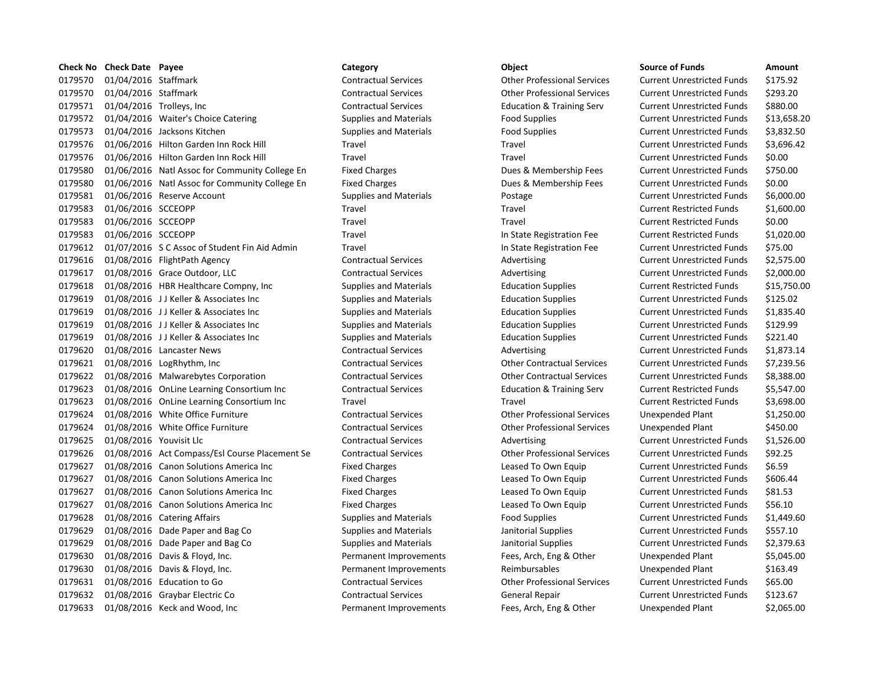| Check No | Check Date | Payee | Category | Object | Source of Funds | Amount |
|---|---|---|---|---|---|---|
| 0179570 | 01/04/2016 | Staffmark | Contractual Services | Other Professional Services | Current Unrestricted Funds | $175.92 |
| 0179570 | 01/04/2016 | Staffmark | Contractual Services | Other Professional Services | Current Unrestricted Funds | $293.20 |
| 0179571 | 01/04/2016 | Trolleys, Inc | Contractual Services | Education & Training Serv | Current Unrestricted Funds | $880.00 |
| 0179572 | 01/04/2016 | Waiter's Choice Catering | Supplies and Materials | Food Supplies | Current Unrestricted Funds | $13,658.20 |
| 0179573 | 01/04/2016 | Jacksons Kitchen | Supplies and Materials | Food Supplies | Current Unrestricted Funds | $3,832.50 |
| 0179576 | 01/06/2016 | Hilton Garden Inn Rock Hill | Travel | Travel | Current Unrestricted Funds | $3,696.42 |
| 0179576 | 01/06/2016 | Hilton Garden Inn Rock Hill | Travel | Travel | Current Unrestricted Funds | $0.00 |
| 0179580 | 01/06/2016 | Natl Assoc for Community College En | Fixed Charges | Dues & Membership Fees | Current Unrestricted Funds | $750.00 |
| 0179580 | 01/06/2016 | Natl Assoc for Community College En | Fixed Charges | Dues & Membership Fees | Current Unrestricted Funds | $0.00 |
| 0179581 | 01/06/2016 | Reserve Account | Supplies and Materials | Postage | Current Unrestricted Funds | $6,000.00 |
| 0179583 | 01/06/2016 | SCCEOPP | Travel | Travel | Current Restricted Funds | $1,600.00 |
| 0179583 | 01/06/2016 | SCCEOPP | Travel | Travel | Current Restricted Funds | $0.00 |
| 0179583 | 01/06/2016 | SCCEOPP | Travel | In State Registration Fee | Current Restricted Funds | $1,020.00 |
| 0179612 | 01/07/2016 | S C Assoc of Student Fin Aid Admin | Travel | In State Registration Fee | Current Unrestricted Funds | $75.00 |
| 0179616 | 01/08/2016 | FlightPath Agency | Contractual Services | Advertising | Current Unrestricted Funds | $2,575.00 |
| 0179617 | 01/08/2016 | Grace Outdoor, LLC | Contractual Services | Advertising | Current Unrestricted Funds | $2,000.00 |
| 0179618 | 01/08/2016 | HBR Healthcare Compny, Inc | Supplies and Materials | Education Supplies | Current Restricted Funds | $15,750.00 |
| 0179619 | 01/08/2016 | J J Keller & Associates Inc | Supplies and Materials | Education Supplies | Current Unrestricted Funds | $125.02 |
| 0179619 | 01/08/2016 | J J Keller & Associates Inc | Supplies and Materials | Education Supplies | Current Unrestricted Funds | $1,835.40 |
| 0179619 | 01/08/2016 | J J Keller & Associates Inc | Supplies and Materials | Education Supplies | Current Unrestricted Funds | $129.99 |
| 0179619 | 01/08/2016 | J J Keller & Associates Inc | Supplies and Materials | Education Supplies | Current Unrestricted Funds | $221.40 |
| 0179620 | 01/08/2016 | Lancaster News | Contractual Services | Advertising | Current Unrestricted Funds | $1,873.14 |
| 0179621 | 01/08/2016 | LogRhythm, Inc | Contractual Services | Other Contractual Services | Current Unrestricted Funds | $7,239.56 |
| 0179622 | 01/08/2016 | Malwarebytes Corporation | Contractual Services | Other Contractual Services | Current Unrestricted Funds | $8,388.00 |
| 0179623 | 01/08/2016 | OnLine Learning Consortium Inc | Contractual Services | Education & Training Serv | Current Restricted Funds | $5,547.00 |
| 0179623 | 01/08/2016 | OnLine Learning Consortium Inc | Travel | Travel | Current Restricted Funds | $3,698.00 |
| 0179624 | 01/08/2016 | White Office Furniture | Contractual Services | Other Professional Services | Unexpended Plant | $1,250.00 |
| 0179624 | 01/08/2016 | White Office Furniture | Contractual Services | Other Professional Services | Unexpended Plant | $450.00 |
| 0179625 | 01/08/2016 | Youvisit Llc | Contractual Services | Advertising | Current Unrestricted Funds | $1,526.00 |
| 0179626 | 01/08/2016 | Act Compass/Esl Course Placement Se | Contractual Services | Other Professional Services | Current Unrestricted Funds | $92.25 |
| 0179627 | 01/08/2016 | Canon Solutions America Inc | Fixed Charges | Leased To Own Equip | Current Unrestricted Funds | $6.59 |
| 0179627 | 01/08/2016 | Canon Solutions America Inc | Fixed Charges | Leased To Own Equip | Current Unrestricted Funds | $606.44 |
| 0179627 | 01/08/2016 | Canon Solutions America Inc | Fixed Charges | Leased To Own Equip | Current Unrestricted Funds | $81.53 |
| 0179627 | 01/08/2016 | Canon Solutions America Inc | Fixed Charges | Leased To Own Equip | Current Unrestricted Funds | $56.10 |
| 0179628 | 01/08/2016 | Catering Affairs | Supplies and Materials | Food Supplies | Current Unrestricted Funds | $1,449.60 |
| 0179629 | 01/08/2016 | Dade Paper and Bag Co | Supplies and Materials | Janitorial Supplies | Current Unrestricted Funds | $557.10 |
| 0179629 | 01/08/2016 | Dade Paper and Bag Co | Supplies and Materials | Janitorial Supplies | Current Unrestricted Funds | $2,379.63 |
| 0179630 | 01/08/2016 | Davis & Floyd, Inc. | Permanent Improvements | Fees, Arch, Eng & Other | Unexpended Plant | $5,045.00 |
| 0179630 | 01/08/2016 | Davis & Floyd, Inc. | Permanent Improvements | Reimbursables | Unexpended Plant | $163.49 |
| 0179631 | 01/08/2016 | Education to Go | Contractual Services | Other Professional Services | Current Unrestricted Funds | $65.00 |
| 0179632 | 01/08/2016 | Graybar Electric Co | Contractual Services | General Repair | Current Unrestricted Funds | $123.67 |
| 0179633 | 01/08/2016 | Keck and Wood, Inc | Permanent Improvements | Fees, Arch, Eng & Other | Unexpended Plant | $2,065.00 |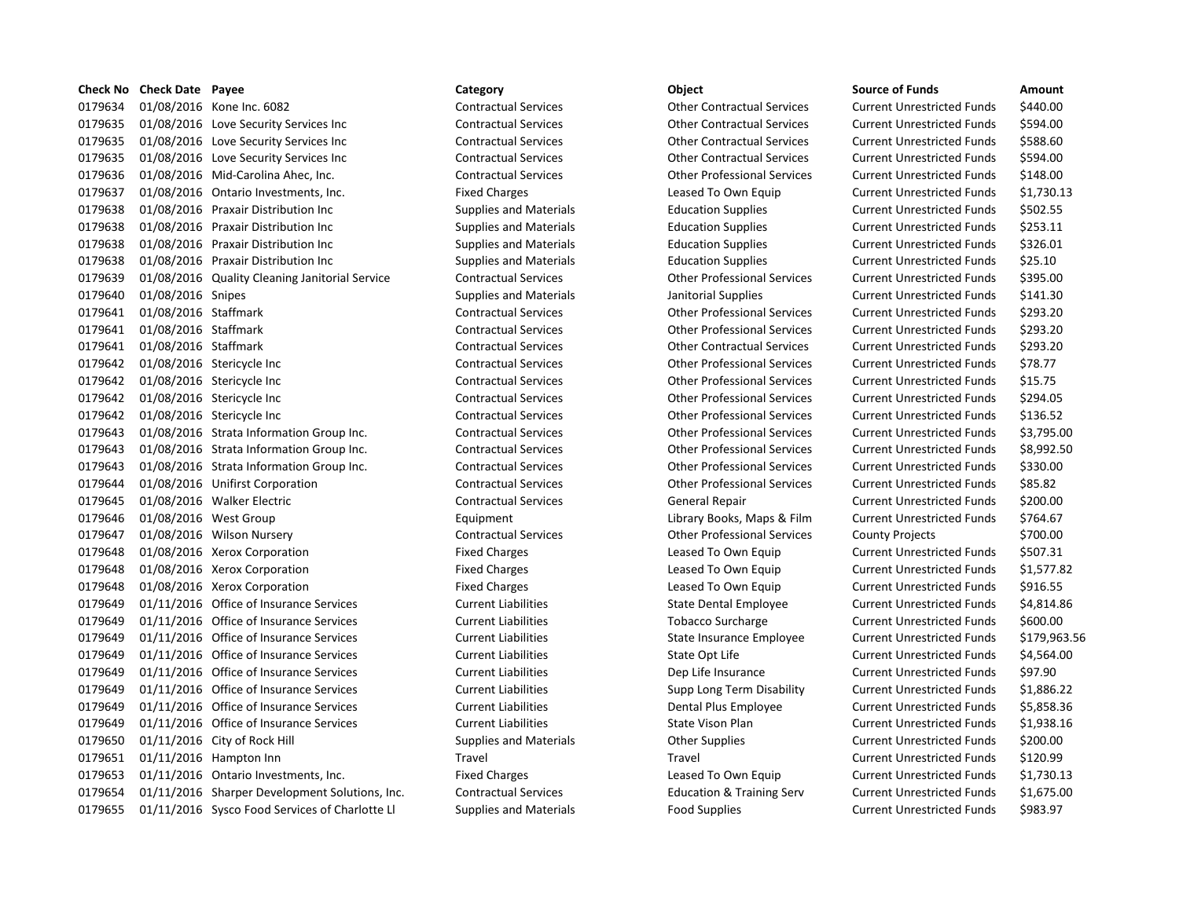| Check No | Check Date | Payee | Category | Object | Source of Funds | Amount |
|---|---|---|---|---|---|---|
| 0179634 | 01/08/2016 | Kone Inc. 6082 | Contractual Services | Other Contractual Services | Current Unrestricted Funds | $440.00 |
| 0179635 | 01/08/2016 | Love Security Services Inc | Contractual Services | Other Contractual Services | Current Unrestricted Funds | $594.00 |
| 0179635 | 01/08/2016 | Love Security Services Inc | Contractual Services | Other Contractual Services | Current Unrestricted Funds | $588.60 |
| 0179635 | 01/08/2016 | Love Security Services Inc | Contractual Services | Other Contractual Services | Current Unrestricted Funds | $594.00 |
| 0179636 | 01/08/2016 | Mid-Carolina Ahec, Inc. | Contractual Services | Other Professional Services | Current Unrestricted Funds | $148.00 |
| 0179637 | 01/08/2016 | Ontario Investments, Inc. | Fixed Charges | Leased To Own Equip | Current Unrestricted Funds | $1,730.13 |
| 0179638 | 01/08/2016 | Praxair Distribution Inc | Supplies and Materials | Education Supplies | Current Unrestricted Funds | $502.55 |
| 0179638 | 01/08/2016 | Praxair Distribution Inc | Supplies and Materials | Education Supplies | Current Unrestricted Funds | $253.11 |
| 0179638 | 01/08/2016 | Praxair Distribution Inc | Supplies and Materials | Education Supplies | Current Unrestricted Funds | $326.01 |
| 0179638 | 01/08/2016 | Praxair Distribution Inc | Supplies and Materials | Education Supplies | Current Unrestricted Funds | $25.10 |
| 0179639 | 01/08/2016 | Quality Cleaning Janitorial Service | Contractual Services | Other Professional Services | Current Unrestricted Funds | $395.00 |
| 0179640 | 01/08/2016 | Snipes | Supplies and Materials | Janitorial Supplies | Current Unrestricted Funds | $141.30 |
| 0179641 | 01/08/2016 | Staffmark | Contractual Services | Other Professional Services | Current Unrestricted Funds | $293.20 |
| 0179641 | 01/08/2016 | Staffmark | Contractual Services | Other Professional Services | Current Unrestricted Funds | $293.20 |
| 0179641 | 01/08/2016 | Staffmark | Contractual Services | Other Contractual Services | Current Unrestricted Funds | $293.20 |
| 0179642 | 01/08/2016 | Stericycle Inc | Contractual Services | Other Professional Services | Current Unrestricted Funds | $78.77 |
| 0179642 | 01/08/2016 | Stericycle Inc | Contractual Services | Other Professional Services | Current Unrestricted Funds | $15.75 |
| 0179642 | 01/08/2016 | Stericycle Inc | Contractual Services | Other Professional Services | Current Unrestricted Funds | $294.05 |
| 0179642 | 01/08/2016 | Stericycle Inc | Contractual Services | Other Professional Services | Current Unrestricted Funds | $136.52 |
| 0179643 | 01/08/2016 | Strata Information Group Inc. | Contractual Services | Other Professional Services | Current Unrestricted Funds | $3,795.00 |
| 0179643 | 01/08/2016 | Strata Information Group Inc. | Contractual Services | Other Professional Services | Current Unrestricted Funds | $8,992.50 |
| 0179643 | 01/08/2016 | Strata Information Group Inc. | Contractual Services | Other Professional Services | Current Unrestricted Funds | $330.00 |
| 0179644 | 01/08/2016 | Unifirst Corporation | Contractual Services | Other Professional Services | Current Unrestricted Funds | $85.82 |
| 0179645 | 01/08/2016 | Walker Electric | Contractual Services | General Repair | Current Unrestricted Funds | $200.00 |
| 0179646 | 01/08/2016 | West Group | Equipment | Library Books, Maps & Film | Current Unrestricted Funds | $764.67 |
| 0179647 | 01/08/2016 | Wilson Nursery | Contractual Services | Other Professional Services | County Projects | $700.00 |
| 0179648 | 01/08/2016 | Xerox Corporation | Fixed Charges | Leased To Own Equip | Current Unrestricted Funds | $507.31 |
| 0179648 | 01/08/2016 | Xerox Corporation | Fixed Charges | Leased To Own Equip | Current Unrestricted Funds | $1,577.82 |
| 0179648 | 01/08/2016 | Xerox Corporation | Fixed Charges | Leased To Own Equip | Current Unrestricted Funds | $916.55 |
| 0179649 | 01/11/2016 | Office of Insurance Services | Current Liabilities | State Dental Employee | Current Unrestricted Funds | $4,814.86 |
| 0179649 | 01/11/2016 | Office of Insurance Services | Current Liabilities | Tobacco Surcharge | Current Unrestricted Funds | $600.00 |
| 0179649 | 01/11/2016 | Office of Insurance Services | Current Liabilities | State Insurance Employee | Current Unrestricted Funds | $179,963.56 |
| 0179649 | 01/11/2016 | Office of Insurance Services | Current Liabilities | State Opt Life | Current Unrestricted Funds | $4,564.00 |
| 0179649 | 01/11/2016 | Office of Insurance Services | Current Liabilities | Dep Life Insurance | Current Unrestricted Funds | $97.90 |
| 0179649 | 01/11/2016 | Office of Insurance Services | Current Liabilities | Supp Long Term Disability | Current Unrestricted Funds | $1,886.22 |
| 0179649 | 01/11/2016 | Office of Insurance Services | Current Liabilities | Dental Plus Employee | Current Unrestricted Funds | $5,858.36 |
| 0179649 | 01/11/2016 | Office of Insurance Services | Current Liabilities | State Vison Plan | Current Unrestricted Funds | $1,938.16 |
| 0179650 | 01/11/2016 | City of Rock Hill | Supplies and Materials | Other Supplies | Current Unrestricted Funds | $200.00 |
| 0179651 | 01/11/2016 | Hampton Inn | Travel | Travel | Current Unrestricted Funds | $120.99 |
| 0179653 | 01/11/2016 | Ontario Investments, Inc. | Fixed Charges | Leased To Own Equip | Current Unrestricted Funds | $1,730.13 |
| 0179654 | 01/11/2016 | Sharper Development Solutions, Inc. | Contractual Services | Education & Training Serv | Current Unrestricted Funds | $1,675.00 |
| 0179655 | 01/11/2016 | Sysco Food Services of Charlotte Ll | Supplies and Materials | Food Supplies | Current Unrestricted Funds | $983.97 |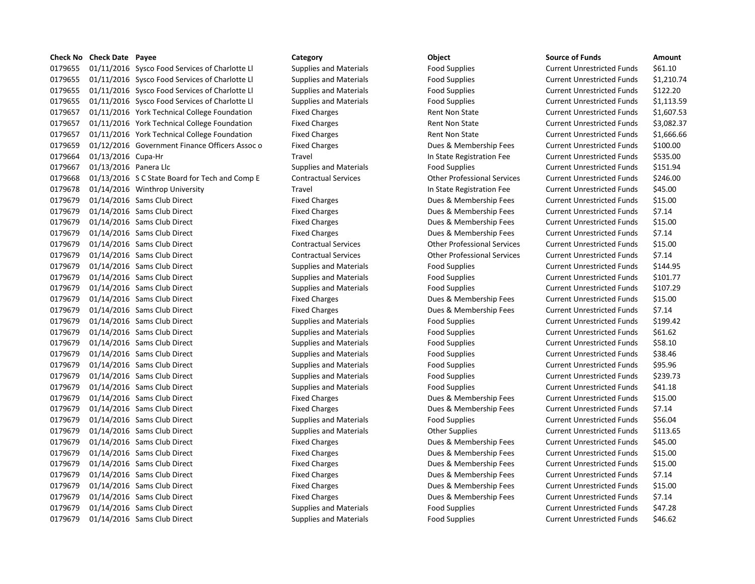| Check No | Check Date | Payee | Category | Object | Source of Funds | Amount |
|---|---|---|---|---|---|---|
| 0179655 | 01/11/2016 | Sysco Food Services of Charlotte Ll | Supplies and Materials | Food Supplies | Current Unrestricted Funds | $61.10 |
| 0179655 | 01/11/2016 | Sysco Food Services of Charlotte Ll | Supplies and Materials | Food Supplies | Current Unrestricted Funds | $1,210.74 |
| 0179655 | 01/11/2016 | Sysco Food Services of Charlotte Ll | Supplies and Materials | Food Supplies | Current Unrestricted Funds | $122.20 |
| 0179655 | 01/11/2016 | Sysco Food Services of Charlotte Ll | Supplies and Materials | Food Supplies | Current Unrestricted Funds | $1,113.59 |
| 0179657 | 01/11/2016 | York Technical College Foundation | Fixed Charges | Rent Non State | Current Unrestricted Funds | $1,607.53 |
| 0179657 | 01/11/2016 | York Technical College Foundation | Fixed Charges | Rent Non State | Current Unrestricted Funds | $3,082.37 |
| 0179657 | 01/11/2016 | York Technical College Foundation | Fixed Charges | Rent Non State | Current Unrestricted Funds | $1,666.66 |
| 0179659 | 01/12/2016 | Government Finance Officers Assoc o | Fixed Charges | Dues & Membership Fees | Current Unrestricted Funds | $100.00 |
| 0179664 | 01/13/2016 | Cupa-Hr | Travel | In State Registration Fee | Current Unrestricted Funds | $535.00 |
| 0179667 | 01/13/2016 | Panera Llc | Supplies and Materials | Food Supplies | Current Unrestricted Funds | $151.94 |
| 0179668 | 01/13/2016 | S C State Board for Tech and Comp E | Contractual Services | Other Professional Services | Current Unrestricted Funds | $246.00 |
| 0179678 | 01/14/2016 | Winthrop University | Travel | In State Registration Fee | Current Unrestricted Funds | $45.00 |
| 0179679 | 01/14/2016 | Sams Club Direct | Fixed Charges | Dues & Membership Fees | Current Unrestricted Funds | $15.00 |
| 0179679 | 01/14/2016 | Sams Club Direct | Fixed Charges | Dues & Membership Fees | Current Unrestricted Funds | $7.14 |
| 0179679 | 01/14/2016 | Sams Club Direct | Fixed Charges | Dues & Membership Fees | Current Unrestricted Funds | $15.00 |
| 0179679 | 01/14/2016 | Sams Club Direct | Fixed Charges | Dues & Membership Fees | Current Unrestricted Funds | $7.14 |
| 0179679 | 01/14/2016 | Sams Club Direct | Contractual Services | Other Professional Services | Current Unrestricted Funds | $15.00 |
| 0179679 | 01/14/2016 | Sams Club Direct | Contractual Services | Other Professional Services | Current Unrestricted Funds | $7.14 |
| 0179679 | 01/14/2016 | Sams Club Direct | Supplies and Materials | Food Supplies | Current Unrestricted Funds | $144.95 |
| 0179679 | 01/14/2016 | Sams Club Direct | Supplies and Materials | Food Supplies | Current Unrestricted Funds | $101.77 |
| 0179679 | 01/14/2016 | Sams Club Direct | Supplies and Materials | Food Supplies | Current Unrestricted Funds | $107.29 |
| 0179679 | 01/14/2016 | Sams Club Direct | Fixed Charges | Dues & Membership Fees | Current Unrestricted Funds | $15.00 |
| 0179679 | 01/14/2016 | Sams Club Direct | Fixed Charges | Dues & Membership Fees | Current Unrestricted Funds | $7.14 |
| 0179679 | 01/14/2016 | Sams Club Direct | Supplies and Materials | Food Supplies | Current Unrestricted Funds | $199.42 |
| 0179679 | 01/14/2016 | Sams Club Direct | Supplies and Materials | Food Supplies | Current Unrestricted Funds | $61.62 |
| 0179679 | 01/14/2016 | Sams Club Direct | Supplies and Materials | Food Supplies | Current Unrestricted Funds | $58.10 |
| 0179679 | 01/14/2016 | Sams Club Direct | Supplies and Materials | Food Supplies | Current Unrestricted Funds | $38.46 |
| 0179679 | 01/14/2016 | Sams Club Direct | Supplies and Materials | Food Supplies | Current Unrestricted Funds | $95.96 |
| 0179679 | 01/14/2016 | Sams Club Direct | Supplies and Materials | Food Supplies | Current Unrestricted Funds | $239.73 |
| 0179679 | 01/14/2016 | Sams Club Direct | Supplies and Materials | Food Supplies | Current Unrestricted Funds | $41.18 |
| 0179679 | 01/14/2016 | Sams Club Direct | Fixed Charges | Dues & Membership Fees | Current Unrestricted Funds | $15.00 |
| 0179679 | 01/14/2016 | Sams Club Direct | Fixed Charges | Dues & Membership Fees | Current Unrestricted Funds | $7.14 |
| 0179679 | 01/14/2016 | Sams Club Direct | Supplies and Materials | Food Supplies | Current Unrestricted Funds | $56.04 |
| 0179679 | 01/14/2016 | Sams Club Direct | Supplies and Materials | Other Supplies | Current Unrestricted Funds | $113.65 |
| 0179679 | 01/14/2016 | Sams Club Direct | Fixed Charges | Dues & Membership Fees | Current Unrestricted Funds | $45.00 |
| 0179679 | 01/14/2016 | Sams Club Direct | Fixed Charges | Dues & Membership Fees | Current Unrestricted Funds | $15.00 |
| 0179679 | 01/14/2016 | Sams Club Direct | Fixed Charges | Dues & Membership Fees | Current Unrestricted Funds | $15.00 |
| 0179679 | 01/14/2016 | Sams Club Direct | Fixed Charges | Dues & Membership Fees | Current Unrestricted Funds | $7.14 |
| 0179679 | 01/14/2016 | Sams Club Direct | Fixed Charges | Dues & Membership Fees | Current Unrestricted Funds | $15.00 |
| 0179679 | 01/14/2016 | Sams Club Direct | Fixed Charges | Dues & Membership Fees | Current Unrestricted Funds | $7.14 |
| 0179679 | 01/14/2016 | Sams Club Direct | Supplies and Materials | Food Supplies | Current Unrestricted Funds | $47.28 |
| 0179679 | 01/14/2016 | Sams Club Direct | Supplies and Materials | Food Supplies | Current Unrestricted Funds | $46.62 |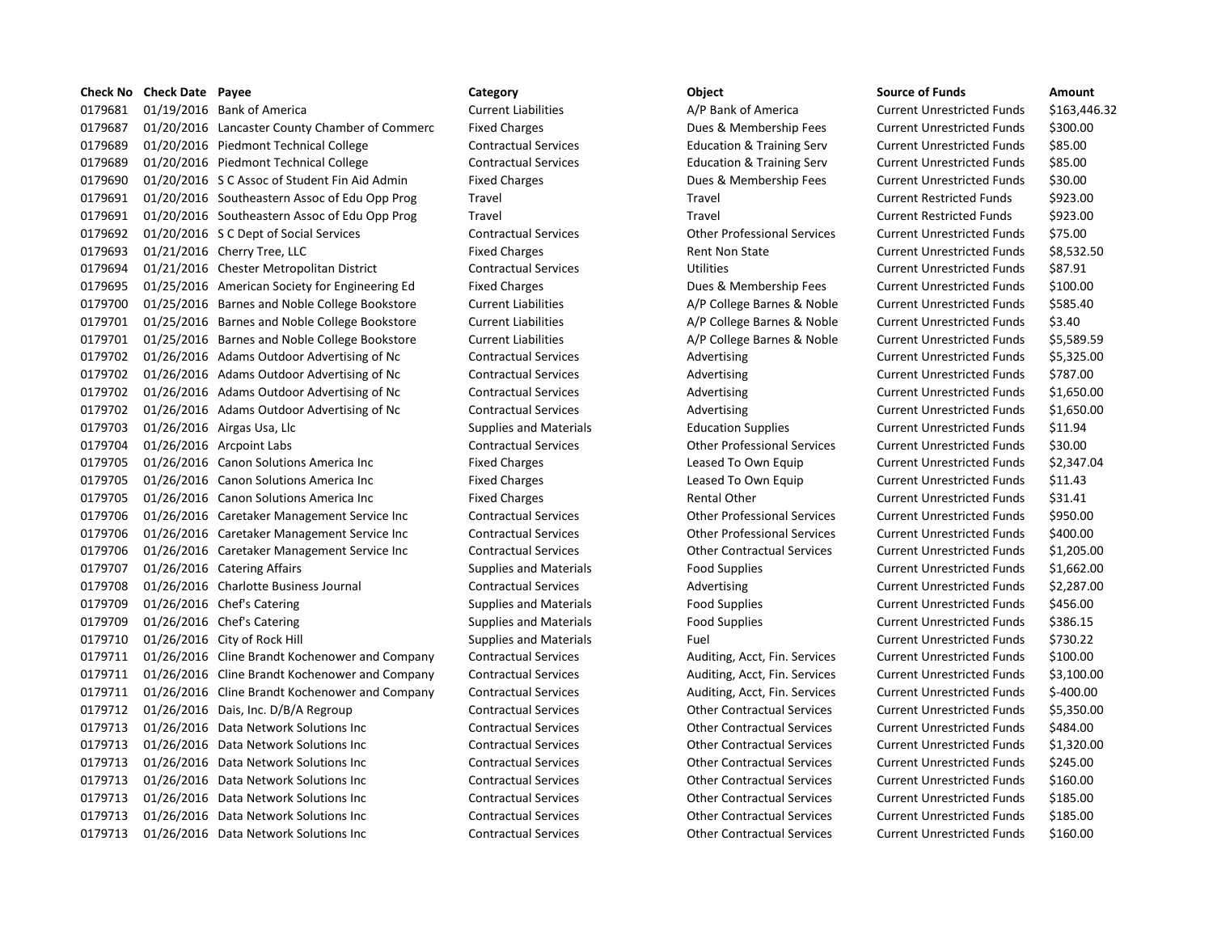| Check No | Check Date | Payee | Category | Object | Source of Funds | Amount |
|---|---|---|---|---|---|---|
| 0179681 | 01/19/2016 | Bank of America | Current Liabilities | A/P Bank of America | Current Unrestricted Funds | $163,446.32 |
| 0179687 | 01/20/2016 | Lancaster County Chamber of Commerc | Fixed Charges | Dues & Membership Fees | Current Unrestricted Funds | $300.00 |
| 0179689 | 01/20/2016 | Piedmont Technical College | Contractual Services | Education & Training Serv | Current Unrestricted Funds | $85.00 |
| 0179689 | 01/20/2016 | Piedmont Technical College | Contractual Services | Education & Training Serv | Current Unrestricted Funds | $85.00 |
| 0179690 | 01/20/2016 | S C Assoc of Student Fin Aid Admin | Fixed Charges | Dues & Membership Fees | Current Unrestricted Funds | $30.00 |
| 0179691 | 01/20/2016 | Southeastern Assoc of Edu Opp Prog | Travel | Travel | Current Restricted Funds | $923.00 |
| 0179691 | 01/20/2016 | Southeastern Assoc of Edu Opp Prog | Travel | Travel | Current Restricted Funds | $923.00 |
| 0179692 | 01/20/2016 | S C Dept of Social Services | Contractual Services | Other Professional Services | Current Unrestricted Funds | $75.00 |
| 0179693 | 01/21/2016 | Cherry Tree, LLC | Fixed Charges | Rent Non State | Current Unrestricted Funds | $8,532.50 |
| 0179694 | 01/21/2016 | Chester Metropolitan District | Contractual Services | Utilities | Current Unrestricted Funds | $87.91 |
| 0179695 | 01/25/2016 | American Society for Engineering Ed | Fixed Charges | Dues & Membership Fees | Current Unrestricted Funds | $100.00 |
| 0179700 | 01/25/2016 | Barnes and Noble College Bookstore | Current Liabilities | A/P College Barnes & Noble | Current Unrestricted Funds | $585.40 |
| 0179701 | 01/25/2016 | Barnes and Noble College Bookstore | Current Liabilities | A/P College Barnes & Noble | Current Unrestricted Funds | $3.40 |
| 0179701 | 01/25/2016 | Barnes and Noble College Bookstore | Current Liabilities | A/P College Barnes & Noble | Current Unrestricted Funds | $5,589.59 |
| 0179702 | 01/26/2016 | Adams Outdoor Advertising of Nc | Contractual Services | Advertising | Current Unrestricted Funds | $5,325.00 |
| 0179702 | 01/26/2016 | Adams Outdoor Advertising of Nc | Contractual Services | Advertising | Current Unrestricted Funds | $787.00 |
| 0179702 | 01/26/2016 | Adams Outdoor Advertising of Nc | Contractual Services | Advertising | Current Unrestricted Funds | $1,650.00 |
| 0179702 | 01/26/2016 | Adams Outdoor Advertising of Nc | Contractual Services | Advertising | Current Unrestricted Funds | $1,650.00 |
| 0179703 | 01/26/2016 | Airgas Usa, Llc | Supplies and Materials | Education Supplies | Current Unrestricted Funds | $11.94 |
| 0179704 | 01/26/2016 | Arcpoint Labs | Contractual Services | Other Professional Services | Current Unrestricted Funds | $30.00 |
| 0179705 | 01/26/2016 | Canon Solutions America Inc | Fixed Charges | Leased To Own Equip | Current Unrestricted Funds | $2,347.04 |
| 0179705 | 01/26/2016 | Canon Solutions America Inc | Fixed Charges | Leased To Own Equip | Current Unrestricted Funds | $11.43 |
| 0179705 | 01/26/2016 | Canon Solutions America Inc | Fixed Charges | Rental Other | Current Unrestricted Funds | $31.41 |
| 0179706 | 01/26/2016 | Caretaker Management Service Inc | Contractual Services | Other Professional Services | Current Unrestricted Funds | $950.00 |
| 0179706 | 01/26/2016 | Caretaker Management Service Inc | Contractual Services | Other Professional Services | Current Unrestricted Funds | $400.00 |
| 0179706 | 01/26/2016 | Caretaker Management Service Inc | Contractual Services | Other Contractual Services | Current Unrestricted Funds | $1,205.00 |
| 0179707 | 01/26/2016 | Catering Affairs | Supplies and Materials | Food Supplies | Current Unrestricted Funds | $1,662.00 |
| 0179708 | 01/26/2016 | Charlotte Business Journal | Contractual Services | Advertising | Current Unrestricted Funds | $2,287.00 |
| 0179709 | 01/26/2016 | Chef's Catering | Supplies and Materials | Food Supplies | Current Unrestricted Funds | $456.00 |
| 0179709 | 01/26/2016 | Chef's Catering | Supplies and Materials | Food Supplies | Current Unrestricted Funds | $386.15 |
| 0179710 | 01/26/2016 | City of Rock Hill | Supplies and Materials | Fuel | Current Unrestricted Funds | $730.22 |
| 0179711 | 01/26/2016 | Cline Brandt Kochenower and Company | Contractual Services | Auditing, Acct, Fin. Services | Current Unrestricted Funds | $100.00 |
| 0179711 | 01/26/2016 | Cline Brandt Kochenower and Company | Contractual Services | Auditing, Acct, Fin. Services | Current Unrestricted Funds | $3,100.00 |
| 0179711 | 01/26/2016 | Cline Brandt Kochenower and Company | Contractual Services | Auditing, Acct, Fin. Services | Current Unrestricted Funds | $-400.00 |
| 0179712 | 01/26/2016 | Dais, Inc. D/B/A Regroup | Contractual Services | Other Contractual Services | Current Unrestricted Funds | $5,350.00 |
| 0179713 | 01/26/2016 | Data Network Solutions Inc | Contractual Services | Other Contractual Services | Current Unrestricted Funds | $484.00 |
| 0179713 | 01/26/2016 | Data Network Solutions Inc | Contractual Services | Other Contractual Services | Current Unrestricted Funds | $1,320.00 |
| 0179713 | 01/26/2016 | Data Network Solutions Inc | Contractual Services | Other Contractual Services | Current Unrestricted Funds | $245.00 |
| 0179713 | 01/26/2016 | Data Network Solutions Inc | Contractual Services | Other Contractual Services | Current Unrestricted Funds | $160.00 |
| 0179713 | 01/26/2016 | Data Network Solutions Inc | Contractual Services | Other Contractual Services | Current Unrestricted Funds | $185.00 |
| 0179713 | 01/26/2016 | Data Network Solutions Inc | Contractual Services | Other Contractual Services | Current Unrestricted Funds | $185.00 |
| 0179713 | 01/26/2016 | Data Network Solutions Inc | Contractual Services | Other Contractual Services | Current Unrestricted Funds | $160.00 |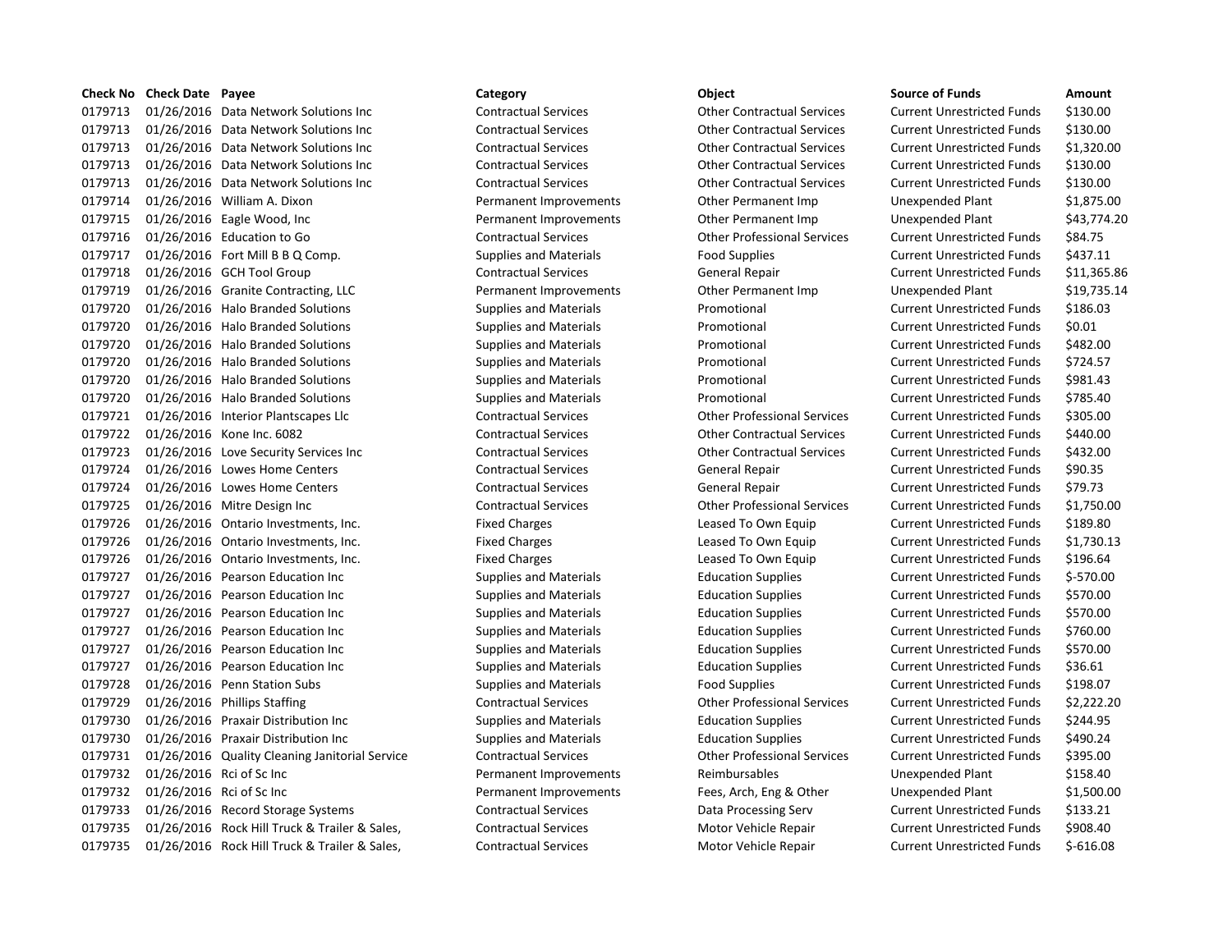| Check No | Check Date | Payee | Category | Object | Source of Funds | Amount |
|---|---|---|---|---|---|---|
| 0179713 | 01/26/2016 | Data Network Solutions Inc | Contractual Services | Other Contractual Services | Current Unrestricted Funds | $130.00 |
| 0179713 | 01/26/2016 | Data Network Solutions Inc | Contractual Services | Other Contractual Services | Current Unrestricted Funds | $130.00 |
| 0179713 | 01/26/2016 | Data Network Solutions Inc | Contractual Services | Other Contractual Services | Current Unrestricted Funds | $1,320.00 |
| 0179713 | 01/26/2016 | Data Network Solutions Inc | Contractual Services | Other Contractual Services | Current Unrestricted Funds | $130.00 |
| 0179713 | 01/26/2016 | Data Network Solutions Inc | Contractual Services | Other Contractual Services | Current Unrestricted Funds | $130.00 |
| 0179714 | 01/26/2016 | William A. Dixon | Permanent Improvements | Other Permanent Imp | Unexpended Plant | $1,875.00 |
| 0179715 | 01/26/2016 | Eagle Wood, Inc | Permanent Improvements | Other Permanent Imp | Unexpended Plant | $43,774.20 |
| 0179716 | 01/26/2016 | Education to Go | Contractual Services | Other Professional Services | Current Unrestricted Funds | $84.75 |
| 0179717 | 01/26/2016 | Fort Mill B B Q Comp. | Supplies and Materials | Food Supplies | Current Unrestricted Funds | $437.11 |
| 0179718 | 01/26/2016 | GCH Tool Group | Contractual Services | General Repair | Current Unrestricted Funds | $11,365.86 |
| 0179719 | 01/26/2016 | Granite Contracting, LLC | Permanent Improvements | Other Permanent Imp | Unexpended Plant | $19,735.14 |
| 0179720 | 01/26/2016 | Halo Branded Solutions | Supplies and Materials | Promotional | Current Unrestricted Funds | $186.03 |
| 0179720 | 01/26/2016 | Halo Branded Solutions | Supplies and Materials | Promotional | Current Unrestricted Funds | $0.01 |
| 0179720 | 01/26/2016 | Halo Branded Solutions | Supplies and Materials | Promotional | Current Unrestricted Funds | $482.00 |
| 0179720 | 01/26/2016 | Halo Branded Solutions | Supplies and Materials | Promotional | Current Unrestricted Funds | $724.57 |
| 0179720 | 01/26/2016 | Halo Branded Solutions | Supplies and Materials | Promotional | Current Unrestricted Funds | $981.43 |
| 0179720 | 01/26/2016 | Halo Branded Solutions | Supplies and Materials | Promotional | Current Unrestricted Funds | $785.40 |
| 0179721 | 01/26/2016 | Interior Plantscapes Llc | Contractual Services | Other Professional Services | Current Unrestricted Funds | $305.00 |
| 0179722 | 01/26/2016 | Kone Inc. 6082 | Contractual Services | Other Contractual Services | Current Unrestricted Funds | $440.00 |
| 0179723 | 01/26/2016 | Love Security Services Inc | Contractual Services | Other Contractual Services | Current Unrestricted Funds | $432.00 |
| 0179724 | 01/26/2016 | Lowes Home Centers | Contractual Services | General Repair | Current Unrestricted Funds | $90.35 |
| 0179724 | 01/26/2016 | Lowes Home Centers | Contractual Services | General Repair | Current Unrestricted Funds | $79.73 |
| 0179725 | 01/26/2016 | Mitre Design Inc | Contractual Services | Other Professional Services | Current Unrestricted Funds | $1,750.00 |
| 0179726 | 01/26/2016 | Ontario Investments, Inc. | Fixed Charges | Leased To Own Equip | Current Unrestricted Funds | $189.80 |
| 0179726 | 01/26/2016 | Ontario Investments, Inc. | Fixed Charges | Leased To Own Equip | Current Unrestricted Funds | $1,730.13 |
| 0179726 | 01/26/2016 | Ontario Investments, Inc. | Fixed Charges | Leased To Own Equip | Current Unrestricted Funds | $196.64 |
| 0179727 | 01/26/2016 | Pearson Education Inc | Supplies and Materials | Education Supplies | Current Unrestricted Funds | $-570.00 |
| 0179727 | 01/26/2016 | Pearson Education Inc | Supplies and Materials | Education Supplies | Current Unrestricted Funds | $570.00 |
| 0179727 | 01/26/2016 | Pearson Education Inc | Supplies and Materials | Education Supplies | Current Unrestricted Funds | $570.00 |
| 0179727 | 01/26/2016 | Pearson Education Inc | Supplies and Materials | Education Supplies | Current Unrestricted Funds | $760.00 |
| 0179727 | 01/26/2016 | Pearson Education Inc | Supplies and Materials | Education Supplies | Current Unrestricted Funds | $570.00 |
| 0179727 | 01/26/2016 | Pearson Education Inc | Supplies and Materials | Education Supplies | Current Unrestricted Funds | $36.61 |
| 0179728 | 01/26/2016 | Penn Station Subs | Supplies and Materials | Food Supplies | Current Unrestricted Funds | $198.07 |
| 0179729 | 01/26/2016 | Phillips Staffing | Contractual Services | Other Professional Services | Current Unrestricted Funds | $2,222.20 |
| 0179730 | 01/26/2016 | Praxair Distribution Inc | Supplies and Materials | Education Supplies | Current Unrestricted Funds | $244.95 |
| 0179730 | 01/26/2016 | Praxair Distribution Inc | Supplies and Materials | Education Supplies | Current Unrestricted Funds | $490.24 |
| 0179731 | 01/26/2016 | Quality Cleaning Janitorial Service | Contractual Services | Other Professional Services | Current Unrestricted Funds | $395.00 |
| 0179732 | 01/26/2016 | Rci of Sc Inc | Permanent Improvements | Reimbursables | Unexpended Plant | $158.40 |
| 0179732 | 01/26/2016 | Rci of Sc Inc | Permanent Improvements | Fees, Arch, Eng & Other | Unexpended Plant | $1,500.00 |
| 0179733 | 01/26/2016 | Record Storage Systems | Contractual Services | Data Processing Serv | Current Unrestricted Funds | $133.21 |
| 0179735 | 01/26/2016 | Rock Hill Truck & Trailer & Sales, | Contractual Services | Motor Vehicle Repair | Current Unrestricted Funds | $908.40 |
| 0179735 | 01/26/2016 | Rock Hill Truck & Trailer & Sales, | Contractual Services | Motor Vehicle Repair | Current Unrestricted Funds | $-616.08 |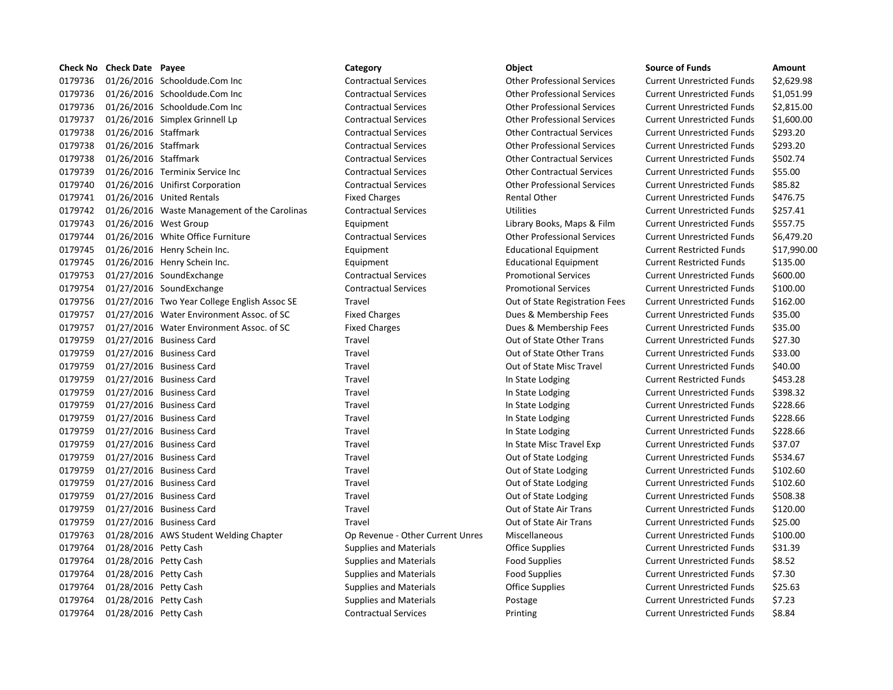| Check No | Check Date | Payee | Category | Object | Source of Funds | Amount |
|---|---|---|---|---|---|---|
| 0179736 | 01/26/2016 | Schooldude.Com Inc | Contractual Services | Other Professional Services | Current Unrestricted Funds | $2,629.98 |
| 0179736 | 01/26/2016 | Schooldude.Com Inc | Contractual Services | Other Professional Services | Current Unrestricted Funds | $1,051.99 |
| 0179736 | 01/26/2016 | Schooldude.Com Inc | Contractual Services | Other Professional Services | Current Unrestricted Funds | $2,815.00 |
| 0179737 | 01/26/2016 | Simplex Grinnell Lp | Contractual Services | Other Professional Services | Current Unrestricted Funds | $1,600.00 |
| 0179738 | 01/26/2016 | Staffmark | Contractual Services | Other Contractual Services | Current Unrestricted Funds | $293.20 |
| 0179738 | 01/26/2016 | Staffmark | Contractual Services | Other Professional Services | Current Unrestricted Funds | $293.20 |
| 0179738 | 01/26/2016 | Staffmark | Contractual Services | Other Contractual Services | Current Unrestricted Funds | $502.74 |
| 0179739 | 01/26/2016 | Terminix Service Inc | Contractual Services | Other Contractual Services | Current Unrestricted Funds | $55.00 |
| 0179740 | 01/26/2016 | Unifirst Corporation | Contractual Services | Other Professional Services | Current Unrestricted Funds | $85.82 |
| 0179741 | 01/26/2016 | United Rentals | Fixed Charges | Rental Other | Current Unrestricted Funds | $476.75 |
| 0179742 | 01/26/2016 | Waste Management of the Carolinas | Contractual Services | Utilities | Current Unrestricted Funds | $257.41 |
| 0179743 | 01/26/2016 | West Group | Equipment | Library Books, Maps & Film | Current Unrestricted Funds | $557.75 |
| 0179744 | 01/26/2016 | White Office Furniture | Contractual Services | Other Professional Services | Current Unrestricted Funds | $6,479.20 |
| 0179745 | 01/26/2016 | Henry Schein Inc. | Equipment | Educational Equipment | Current Restricted Funds | $17,990.00 |
| 0179745 | 01/26/2016 | Henry Schein Inc. | Equipment | Educational Equipment | Current Restricted Funds | $135.00 |
| 0179753 | 01/27/2016 | SoundExchange | Contractual Services | Promotional Services | Current Unrestricted Funds | $600.00 |
| 0179754 | 01/27/2016 | SoundExchange | Contractual Services | Promotional Services | Current Unrestricted Funds | $100.00 |
| 0179756 | 01/27/2016 | Two Year College English Assoc SE | Travel | Out of State Registration Fees | Current Unrestricted Funds | $162.00 |
| 0179757 | 01/27/2016 | Water Environment Assoc. of SC | Fixed Charges | Dues & Membership Fees | Current Unrestricted Funds | $35.00 |
| 0179757 | 01/27/2016 | Water Environment Assoc. of SC | Fixed Charges | Dues & Membership Fees | Current Unrestricted Funds | $35.00 |
| 0179759 | 01/27/2016 | Business Card | Travel | Out of State Other Trans | Current Unrestricted Funds | $27.30 |
| 0179759 | 01/27/2016 | Business Card | Travel | Out of State Other Trans | Current Unrestricted Funds | $33.00 |
| 0179759 | 01/27/2016 | Business Card | Travel | Out of State Misc Travel | Current Unrestricted Funds | $40.00 |
| 0179759 | 01/27/2016 | Business Card | Travel | In State Lodging | Current Restricted Funds | $453.28 |
| 0179759 | 01/27/2016 | Business Card | Travel | In State Lodging | Current Unrestricted Funds | $398.32 |
| 0179759 | 01/27/2016 | Business Card | Travel | In State Lodging | Current Unrestricted Funds | $228.66 |
| 0179759 | 01/27/2016 | Business Card | Travel | In State Lodging | Current Unrestricted Funds | $228.66 |
| 0179759 | 01/27/2016 | Business Card | Travel | In State Lodging | Current Unrestricted Funds | $228.66 |
| 0179759 | 01/27/2016 | Business Card | Travel | In State Misc Travel Exp | Current Unrestricted Funds | $37.07 |
| 0179759 | 01/27/2016 | Business Card | Travel | Out of State Lodging | Current Unrestricted Funds | $534.67 |
| 0179759 | 01/27/2016 | Business Card | Travel | Out of State Lodging | Current Unrestricted Funds | $102.60 |
| 0179759 | 01/27/2016 | Business Card | Travel | Out of State Lodging | Current Unrestricted Funds | $102.60 |
| 0179759 | 01/27/2016 | Business Card | Travel | Out of State Lodging | Current Unrestricted Funds | $508.38 |
| 0179759 | 01/27/2016 | Business Card | Travel | Out of State Air Trans | Current Unrestricted Funds | $120.00 |
| 0179759 | 01/27/2016 | Business Card | Travel | Out of State Air Trans | Current Unrestricted Funds | $25.00 |
| 0179763 | 01/28/2016 | AWS Student Welding Chapter | Op Revenue - Other Current Unres | Miscellaneous | Current Unrestricted Funds | $100.00 |
| 0179764 | 01/28/2016 | Petty Cash | Supplies and Materials | Office Supplies | Current Unrestricted Funds | $31.39 |
| 0179764 | 01/28/2016 | Petty Cash | Supplies and Materials | Food Supplies | Current Unrestricted Funds | $8.52 |
| 0179764 | 01/28/2016 | Petty Cash | Supplies and Materials | Food Supplies | Current Unrestricted Funds | $7.30 |
| 0179764 | 01/28/2016 | Petty Cash | Supplies and Materials | Office Supplies | Current Unrestricted Funds | $25.63 |
| 0179764 | 01/28/2016 | Petty Cash | Supplies and Materials | Postage | Current Unrestricted Funds | $7.23 |
| 0179764 | 01/28/2016 | Petty Cash | Contractual Services | Printing | Current Unrestricted Funds | $8.84 |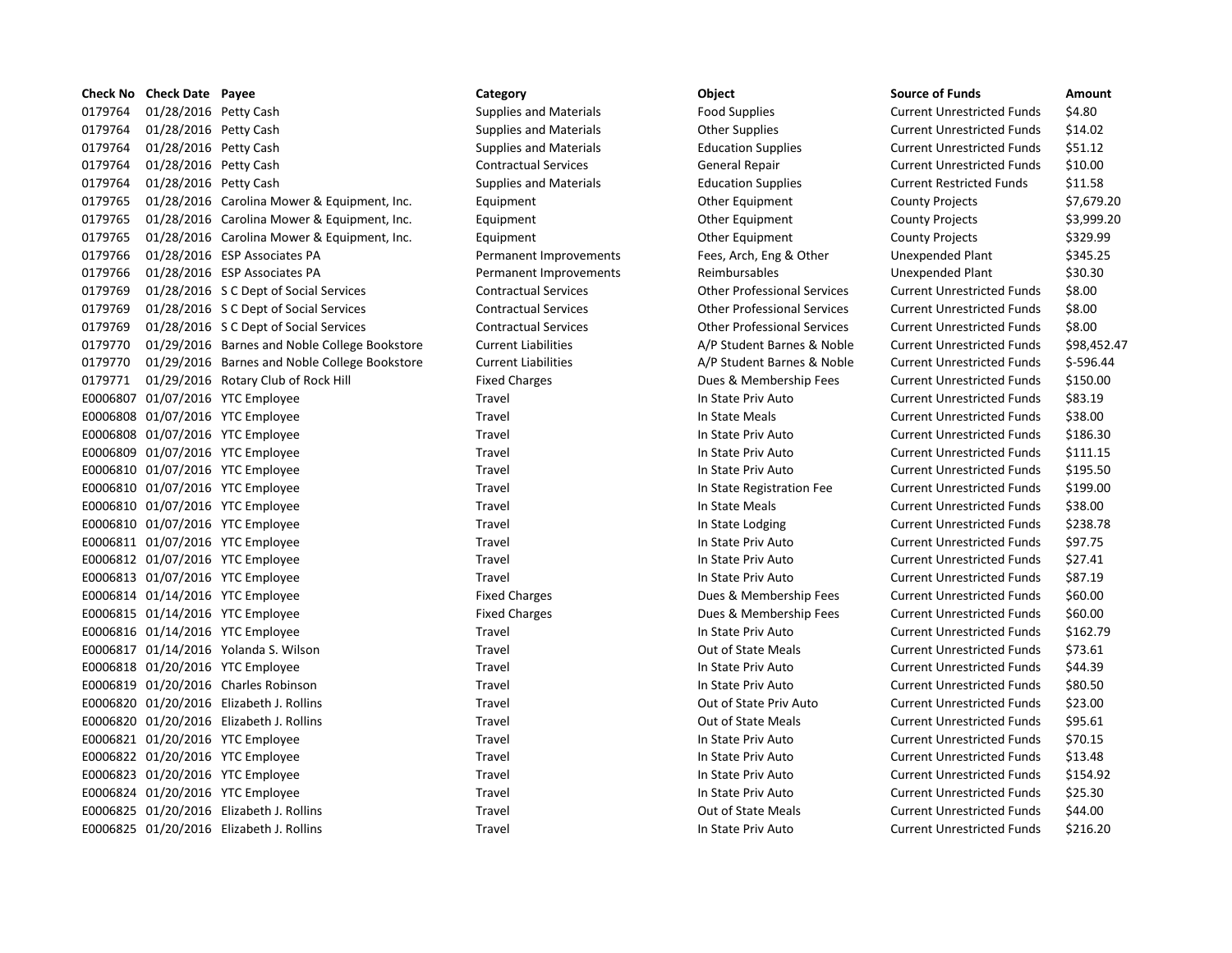| Check No | Check Date | Payee | Category | Object | Source of Funds | Amount |
|---|---|---|---|---|---|---|
| 0179764 | 01/28/2016 | Petty Cash | Supplies and Materials | Food Supplies | Current Unrestricted Funds | $4.80 |
| 0179764 | 01/28/2016 | Petty Cash | Supplies and Materials | Other Supplies | Current Unrestricted Funds | $14.02 |
| 0179764 | 01/28/2016 | Petty Cash | Supplies and Materials | Education Supplies | Current Unrestricted Funds | $51.12 |
| 0179764 | 01/28/2016 | Petty Cash | Contractual Services | General Repair | Current Unrestricted Funds | $10.00 |
| 0179764 | 01/28/2016 | Petty Cash | Supplies and Materials | Education Supplies | Current Restricted Funds | $11.58 |
| 0179765 | 01/28/2016 | Carolina Mower & Equipment, Inc. | Equipment | Other Equipment | County Projects | $7,679.20 |
| 0179765 | 01/28/2016 | Carolina Mower & Equipment, Inc. | Equipment | Other Equipment | County Projects | $3,999.20 |
| 0179765 | 01/28/2016 | Carolina Mower & Equipment, Inc. | Equipment | Other Equipment | County Projects | $329.99 |
| 0179766 | 01/28/2016 | ESP Associates PA | Permanent Improvements | Fees, Arch, Eng & Other | Unexpended Plant | $345.25 |
| 0179766 | 01/28/2016 | ESP Associates PA | Permanent Improvements | Reimbursables | Unexpended Plant | $30.30 |
| 0179769 | 01/28/2016 | S C Dept of Social Services | Contractual Services | Other Professional Services | Current Unrestricted Funds | $8.00 |
| 0179769 | 01/28/2016 | S C Dept of Social Services | Contractual Services | Other Professional Services | Current Unrestricted Funds | $8.00 |
| 0179769 | 01/28/2016 | S C Dept of Social Services | Contractual Services | Other Professional Services | Current Unrestricted Funds | $8.00 |
| 0179770 | 01/29/2016 | Barnes and Noble College Bookstore | Current Liabilities | A/P Student Barnes & Noble | Current Unrestricted Funds | $98,452.47 |
| 0179770 | 01/29/2016 | Barnes and Noble College Bookstore | Current Liabilities | A/P Student Barnes & Noble | Current Unrestricted Funds | $-596.44 |
| 0179771 | 01/29/2016 | Rotary Club of Rock Hill | Fixed Charges | Dues & Membership Fees | Current Unrestricted Funds | $150.00 |
| E0006807 | 01/07/2016 | YTC Employee | Travel | In State Priv Auto | Current Unrestricted Funds | $83.19 |
| E0006808 | 01/07/2016 | YTC Employee | Travel | In State Meals | Current Unrestricted Funds | $38.00 |
| E0006808 | 01/07/2016 | YTC Employee | Travel | In State Priv Auto | Current Unrestricted Funds | $186.30 |
| E0006809 | 01/07/2016 | YTC Employee | Travel | In State Priv Auto | Current Unrestricted Funds | $111.15 |
| E0006810 | 01/07/2016 | YTC Employee | Travel | In State Priv Auto | Current Unrestricted Funds | $195.50 |
| E0006810 | 01/07/2016 | YTC Employee | Travel | In State Registration Fee | Current Unrestricted Funds | $199.00 |
| E0006810 | 01/07/2016 | YTC Employee | Travel | In State Meals | Current Unrestricted Funds | $38.00 |
| E0006810 | 01/07/2016 | YTC Employee | Travel | In State Lodging | Current Unrestricted Funds | $238.78 |
| E0006811 | 01/07/2016 | YTC Employee | Travel | In State Priv Auto | Current Unrestricted Funds | $97.75 |
| E0006812 | 01/07/2016 | YTC Employee | Travel | In State Priv Auto | Current Unrestricted Funds | $27.41 |
| E0006813 | 01/07/2016 | YTC Employee | Travel | In State Priv Auto | Current Unrestricted Funds | $87.19 |
| E0006814 | 01/14/2016 | YTC Employee | Fixed Charges | Dues & Membership Fees | Current Unrestricted Funds | $60.00 |
| E0006815 | 01/14/2016 | YTC Employee | Fixed Charges | Dues & Membership Fees | Current Unrestricted Funds | $60.00 |
| E0006816 | 01/14/2016 | YTC Employee | Travel | In State Priv Auto | Current Unrestricted Funds | $162.79 |
| E0006817 | 01/14/2016 | Yolanda S. Wilson | Travel | Out of State Meals | Current Unrestricted Funds | $73.61 |
| E0006818 | 01/20/2016 | YTC Employee | Travel | In State Priv Auto | Current Unrestricted Funds | $44.39 |
| E0006819 | 01/20/2016 | Charles Robinson | Travel | In State Priv Auto | Current Unrestricted Funds | $80.50 |
| E0006820 | 01/20/2016 | Elizabeth J. Rollins | Travel | Out of State Priv Auto | Current Unrestricted Funds | $23.00 |
| E0006820 | 01/20/2016 | Elizabeth J. Rollins | Travel | Out of State Meals | Current Unrestricted Funds | $95.61 |
| E0006821 | 01/20/2016 | YTC Employee | Travel | In State Priv Auto | Current Unrestricted Funds | $70.15 |
| E0006822 | 01/20/2016 | YTC Employee | Travel | In State Priv Auto | Current Unrestricted Funds | $13.48 |
| E0006823 | 01/20/2016 | YTC Employee | Travel | In State Priv Auto | Current Unrestricted Funds | $154.92 |
| E0006824 | 01/20/2016 | YTC Employee | Travel | In State Priv Auto | Current Unrestricted Funds | $25.30 |
| E0006825 | 01/20/2016 | Elizabeth J. Rollins | Travel | Out of State Meals | Current Unrestricted Funds | $44.00 |
| E0006825 | 01/20/2016 | Elizabeth J. Rollins | Travel | In State Priv Auto | Current Unrestricted Funds | $216.20 |